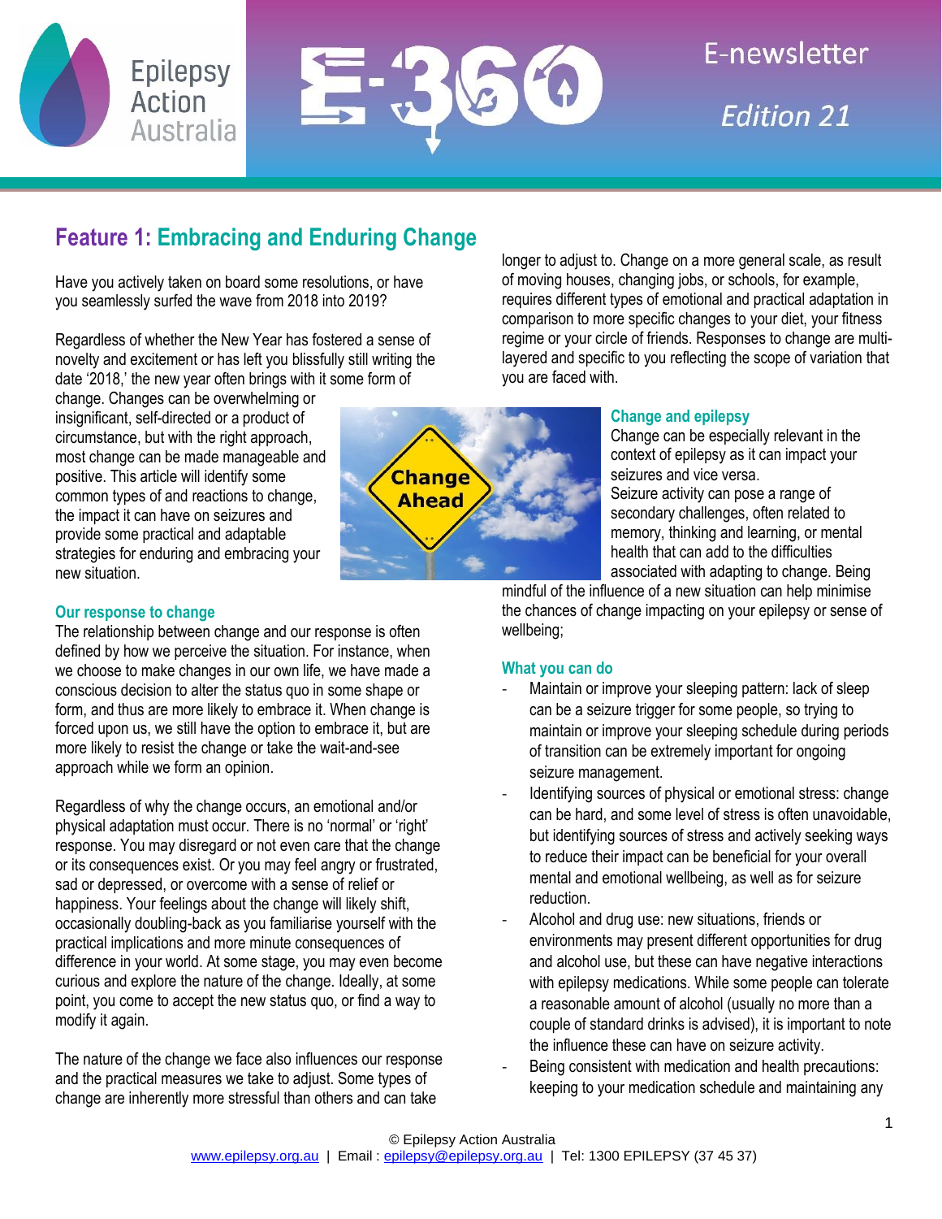Epilepsy Action Australia

E-360 E-newsletter Edition 21

# Feature 1: Embracing and Enduring Change

Have you actively taken on board some resolutions, or have you seamlessly surfed the wave from 2018 into 2019?

Regardless of whether the New Year has fostered a sense of novelty and excitement or has left you blissfully still writing the date '2018,' the new year often brings with it some form of change. Changes can be overwhelming or insignificant, self-directed or a product of circumstance, but with the right approach, most change can be made manageable and positive. This article will identify some common types of and reactions to change, the impact it can have on seizures and provide some practical and adaptable strategies for enduring and embracing your new situation.

## Our response to change

The relationship between change and our response is often defined by how we perceive the situation. For instance, when we choose to make changes in our own life, we have made a conscious decision to alter the status quo in some shape or form, and thus are more likely to embrace it. When change is forced upon us, we still have the option to embrace it, but are more likely to resist the change or take the wait-and-see approach while we form an opinion.

Regardless of why the change occurs, an emotional and/or physical adaptation must occur. There is no 'normal' or 'right' response. You may disregard or not even care that the change or its consequences exist. Or you may feel angry or frustrated, sad or depressed, or overcome with a sense of relief or happiness. Your feelings about the change will likely shift, occasionally doubling-back as you familiarise yourself with the practical implications and more minute consequences of difference in your world. At some stage, you may even become curious and explore the nature of the change. Ideally, at some point, you come to accept the new status quo, or find a way to modify it again.

The nature of the change we face also influences our response and the practical measures we take to adjust. Some types of change are inherently more stressful than others and can take longer to adjust to. Change on a more general scale, as result of moving houses, changing jobs, or schools, for example, requires different types of emotional and practical adaptation in comparison to more specific changes to your diet, your fitness regime or your circle of friends. Responses to change are multi-layered and specific to you reflecting the scope of variation that you are faced with.

## Change and epilepsy

Change can be especially relevant in the context of epilepsy as it can impact your seizures and vice versa.

Seizure activity can pose a range of secondary challenges, often related to memory, thinking and learning, or mental health that can add to the difficulties associated with adapting to change. Being mindful of the influence of a new situation can help minimise the chances of change impacting on your epilepsy or sense of wellbeing;

## What you can do

- Maintain or improve your sleeping pattern: lack of sleep can be a seizure trigger for some people, so trying to maintain or improve your sleeping schedule during periods of transition can be extremely important for ongoing seizure management.
- Identifying sources of physical or emotional stress: change can be hard, and some level of stress is often unavoidable, but identifying sources of stress and actively seeking ways to reduce their impact can be beneficial for your overall mental and emotional wellbeing, as well as for seizure reduction.
- Alcohol and drug use: new situations, friends or environments may present different opportunities for drug and alcohol use, but these can have negative interactions with epilepsy medications. While some people can tolerate a reasonable amount of alcohol (usually no more than a couple of standard drinks is advised), it is important to note the influence these can have on seizure activity.
- Being consistent with medication and health precautions: keeping to your medication schedule and maintaining any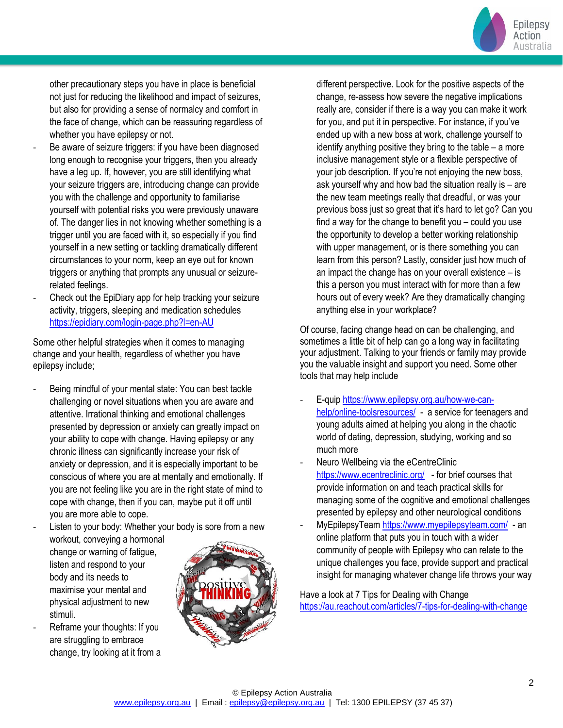other precautionary steps you have in place is beneficial not just for reducing the likelihood and impact of seizures, but also for providing a sense of normalcy and comfort in the face of change, which can be reassuring regardless of whether you have epilepsy or not.

- Be aware of seizure triggers: if you have been diagnosed long enough to recognise your triggers, then you already have a leg up. If, however, you are still identifying what your seizure triggers are, introducing change can provide you with the challenge and opportunity to familiarise yourself with potential risks you were previously unaware of. The danger lies in not knowing whether something is a trigger until you are faced with it, so especially if you find yourself in a new setting or tackling dramatically different circumstances to your norm, keep an eye out for known triggers or anything that prompts any unusual or seizure-related feelings.
- Check out the EpiDiary app for help tracking your seizure activity, triggers, sleeping and medication schedules https://epidiary.com/login-page.php?l=en-AU

Some other helpful strategies when it comes to managing change and your health, regardless of whether you have epilepsy include;

- Being mindful of your mental state: You can best tackle challenging or novel situations when you are aware and attentive. Irrational thinking and emotional challenges presented by depression or anxiety can greatly impact on your ability to cope with change. Having epilepsy or any chronic illness can significantly increase your risk of anxiety or depression, and it is especially important to be conscious of where you are at mentally and emotionally. If you are not feeling like you are in the right state of mind to cope with change, then if you can, maybe put it off until you are more able to cope.
- Listen to your body: Whether your body is sore from a new workout, conveying a hormonal change or warning of fatigue, listen and respond to your body and its needs to maximise your mental and physical adjustment to new stimuli.
- Reframe your thoughts: If you are struggling to embrace change, try looking at it from a different perspective. Look for the positive aspects of the change, re-assess how severe the negative implications really are, consider if there is a way you can make it work for you, and put it in perspective. For instance, if you've ended up with a new boss at work, challenge yourself to identify anything positive they bring to the table – a more inclusive management style or a flexible perspective of your job description. If you're not enjoying the new boss, ask yourself why and how bad the situation really is – are the new team meetings really that dreadful, or was your previous boss just so great that it's hard to let go? Can you find a way for the change to benefit you – could you use the opportunity to develop a better working relationship with upper management, or is there something you can learn from this person? Lastly, consider just how much of an impact the change has on your overall existence – is this a person you must interact with for more than a few hours out of every week? Are they dramatically changing anything else in your workplace?

Of course, facing change head on can be challenging, and sometimes a little bit of help can go a long way in facilitating your adjustment. Talking to your friends or family may provide you with the valuable insight and support you need. Some other tools that may help include

- E-quip https://www.epilepsy.org.au/how-we-can-help/online-toolsresources/ - a service for teenagers and young adults aimed at helping you along in the chaotic world of dating, depression, studying, working and so much more
- Neuro Wellbeing via the eCentreClinic https://www.ecentreclinic.org/ - for brief courses that provide information on and teach practical skills for managing some of the cognitive and emotional challenges presented by epilepsy and other neurological conditions
- MyEpilepsyTeam https://www.myepilepsyteam.com/ - an online platform that puts you in touch with a wider community of people with Epilepsy who can relate to the unique challenges you face, provide support and practical insight for managing whatever change life throws your way

Have a look at 7 Tips for Dealing with Change https://au.reachout.com/articles/7-tips-for-dealing-with-change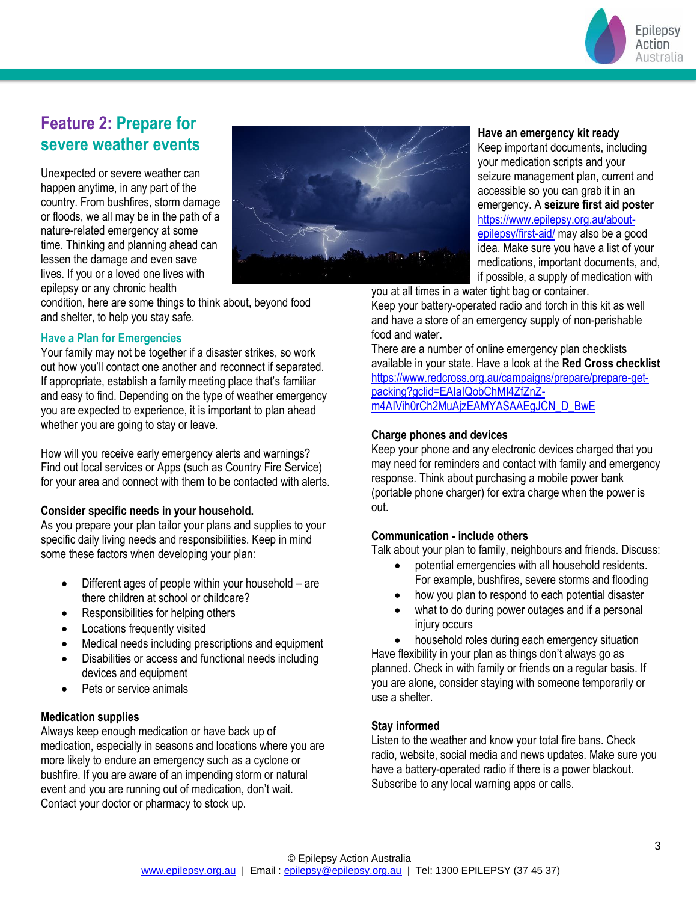## Feature 2: Prepare for severe weather events

Unexpected or severe weather can happen anytime, in any part of the country. From bushfires, storm damage or floods, we all may be in the path of a nature-related emergency at some time. Thinking and planning ahead can lessen the damage and even save lives. If you or a loved one lives with epilepsy or any chronic health condition, here are some things to think about, beyond food and shelter, to help you stay safe.

### Have a Plan for Emergencies

Your family may not be together if a disaster strikes, so work out how you'll contact one another and reconnect if separated. If appropriate, establish a family meeting place that's familiar and easy to find. Depending on the type of weather emergency you are expected to experience, it is important to plan ahead whether you are going to stay or leave.

How will you receive early emergency alerts and warnings? Find out local services or Apps (such as Country Fire Service) for your area and connect with them to be contacted with alerts.

**Consider specific needs in your household.**

As you prepare your plan tailor your plans and supplies to your specific daily living needs and responsibilities. Keep in mind some these factors when developing your plan:

- Different ages of people within your household – are there children at school or childcare?
- Responsibilities for helping others
- Locations frequently visited
- Medical needs including prescriptions and equipment
- Disabilities or access and functional needs including devices and equipment
- Pets or service animals

**Medication supplies**

Always keep enough medication or have back up of medication, especially in seasons and locations where you are more likely to endure an emergency such as a cyclone or bushfire. If you are aware of an impending storm or natural event and you are running out of medication, don't wait. Contact your doctor or pharmacy to stock up.

**Have an emergency kit ready**

Keep important documents, including your medication scripts and your seizure management plan, current and accessible so you can grab it in an emergency. A **seizure first aid poster** https://www.epilepsy.org.au/about-epilepsy/first-aid/ may also be a good idea. Make sure you have a list of your medications, important documents, and, if possible, a supply of medication with you at all times in a water tight bag or container.
Keep your battery-operated radio and torch in this kit as well and have a store of an emergency supply of non-perishable food and water.
There are a number of online emergency plan checklists available in your state. Have a look at the **Red Cross checklist** https://www.redcross.org.au/campaigns/prepare/prepare-get-packing?gclid=EAIaIQobChMI4ZfZnZ-m4AIVih0rCh2MuAjzEAMYASAAEgJCN_D_BwE

**Charge phones and devices**

Keep your phone and any electronic devices charged that you may need for reminders and contact with family and emergency response. Think about purchasing a mobile power bank (portable phone charger) for extra charge when the power is out.

**Communication - include others**

Talk about your plan to family, neighbours and friends. Discuss:

- potential emergencies with all household residents. For example, bushfires, severe storms and flooding
- how you plan to respond to each potential disaster
- what to do during power outages and if a personal injury occurs
- household roles during each emergency situation

Have flexibility in your plan as things don't always go as planned. Check in with family or friends on a regular basis. If you are alone, consider staying with someone temporarily or use a shelter.

**Stay informed**

Listen to the weather and know your total fire bans. Check radio, website, social media and news updates. Make sure you have a battery-operated radio if there is a power blackout. Subscribe to any local warning apps or calls.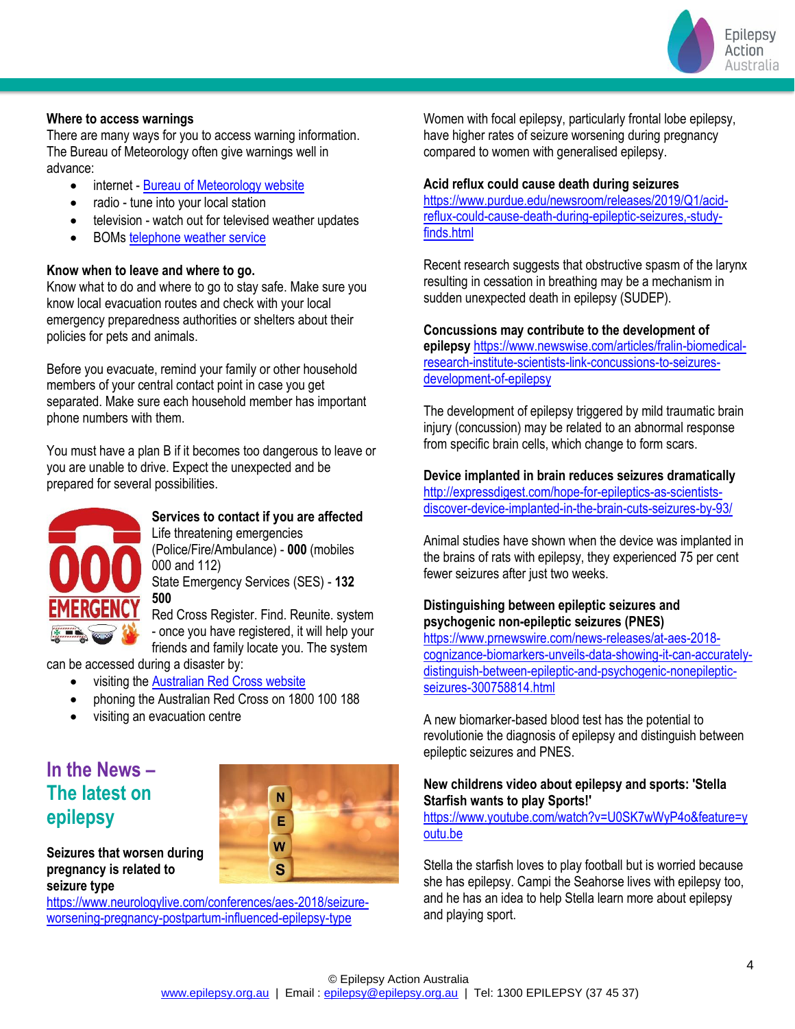**Where to access warnings**

There are many ways for you to access warning information. The Bureau of Meteorology often give warnings well in advance:

- internet - Bureau of Meteorology website
- radio - tune into your local station
- television - watch out for televised weather updates
- BOMs telephone weather service

**Know when to leave and where to go.**

Know what to do and where to go to stay safe. Make sure you know local evacuation routes and check with your local emergency preparedness authorities or shelters about their policies for pets and animals.

Before you evacuate, remind your family or other household members of your central contact point in case you get separated. Make sure each household member has important phone numbers with them.

You must have a plan B if it becomes too dangerous to leave or you are unable to drive. Expect the unexpected and be prepared for several possibilities.

**Services to contact if you are affected**

Life threatening emergencies (Police/Fire/Ambulance) - **000** (mobiles 000 and 112)

State Emergency Services (SES) - **132 500**

Red Cross Register. Find. Reunite. system - once you have registered, it will help your friends and family locate you. The system can be accessed during a disaster by:

- visiting the Australian Red Cross website
- phoning the Australian Red Cross on 1800 100 188
- visiting an evacuation centre

## In the News – The latest on epilepsy

**Seizures that worsen during pregnancy is related to seizure type**

https://www.neurologylive.com/conferences/aes-2018/seizure-worsening-pregnancy-postpartum-influenced-epilepsy-type

Women with focal epilepsy, particularly frontal lobe epilepsy, have higher rates of seizure worsening during pregnancy compared to women with generalised epilepsy.

**Acid reflux could cause death during seizures**

https://www.purdue.edu/newsroom/releases/2019/Q1/acid-reflux-could-cause-death-during-epileptic-seizures,-study-finds.html

Recent research suggests that obstructive spasm of the larynx resulting in cessation in breathing may be a mechanism in sudden unexpected death in epilepsy (SUDEP).

**Concussions may contribute to the development of epilepsy** https://www.newswise.com/articles/fralin-biomedical-research-institute-scientists-link-concussions-to-seizures-development-of-epilepsy

The development of epilepsy triggered by mild traumatic brain injury (concussion) may be related to an abnormal response from specific brain cells, which change to form scars.

**Device implanted in brain reduces seizures dramatically**

http://expressdigest.com/hope-for-epileptics-as-scientists-discover-device-implanted-in-the-brain-cuts-seizures-by-93/

Animal studies have shown when the device was implanted in the brains of rats with epilepsy, they experienced 75 per cent fewer seizures after just two weeks.

**Distinguishing between epileptic seizures and psychogenic non-epileptic seizures (PNES)**

https://www.prnewswire.com/news-releases/at-aes-2018-cognizance-biomarkers-unveils-data-showing-it-can-accurately-distinguish-between-epileptic-and-psychogenic-nonepileptic-seizures-300758814.html

A new biomarker-based blood test has the potential to revolutionie the diagnosis of epilepsy and distinguish between epileptic seizures and PNES.

**New childrens video about epilepsy and sports: 'Stella Starfish wants to play Sports!'**

https://www.youtube.com/watch?v=U0SK7wWyP4o&feature=youtu.be

Stella the starfish loves to play football but is worried because she has epilepsy. Campi the Seahorse lives with epilepsy too, and he has an idea to help Stella learn more about epilepsy and playing sport.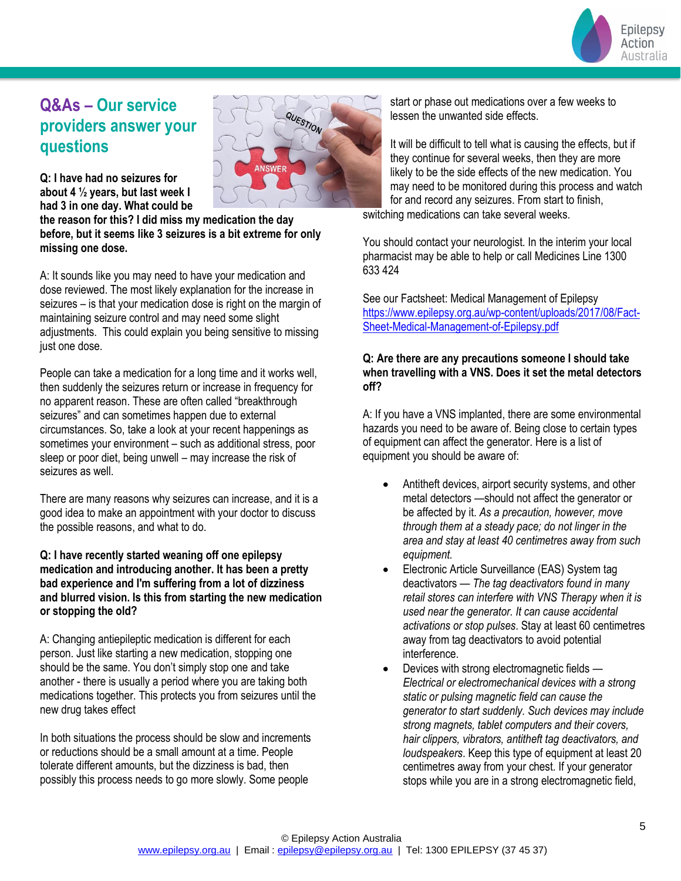## Q&As – Our service providers answer your questions

**Q: I have had no seizures for about 4 ½ years, but last week I had 3 in one day. What could be the reason for this? I did miss my medication the day before, but it seems like 3 seizures is a bit extreme for only missing one dose.**

A: It sounds like you may need to have your medication and dose reviewed. The most likely explanation for the increase in seizures – is that your medication dose is right on the margin of maintaining seizure control and may need some slight adjustments. This could explain you being sensitive to missing just one dose.

People can take a medication for a long time and it works well, then suddenly the seizures return or increase in frequency for no apparent reason. These are often called "breakthrough seizures" and can sometimes happen due to external circumstances. So, take a look at your recent happenings as sometimes your environment – such as additional stress, poor sleep or poor diet, being unwell – may increase the risk of seizures as well.

There are many reasons why seizures can increase, and it is a good idea to make an appointment with your doctor to discuss the possible reasons, and what to do.

**Q: I have recently started weaning off one epilepsy medication and introducing another. It has been a pretty bad experience and I'm suffering from a lot of dizziness and blurred vision. Is this from starting the new medication or stopping the old?**

A: Changing antiepileptic medication is different for each person. Just like starting a new medication, stopping one should be the same. You don't simply stop one and take another - there is usually a period where you are taking both medications together. This protects you from seizures until the new drug takes effect

In both situations the process should be slow and increments or reductions should be a small amount at a time. People tolerate different amounts, but the dizziness is bad, then possibly this process needs to go more slowly. Some people start or phase out medications over a few weeks to lessen the unwanted side effects.

It will be difficult to tell what is causing the effects, but if they continue for several weeks, then they are more likely to be the side effects of the new medication. You may need to be monitored during this process and watch for and record any seizures. From start to finish, switching medications can take several weeks.

You should contact your neurologist. In the interim your local pharmacist may be able to help or call Medicines Line 1300 633 424

See our Factsheet: Medical Management of Epilepsy https://www.epilepsy.org.au/wp-content/uploads/2017/08/Fact-Sheet-Medical-Management-of-Epilepsy.pdf

**Q: Are there are any precautions someone I should take when travelling with a VNS. Does it set the metal detectors off?**

A: If you have a VNS implanted, there are some environmental hazards you need to be aware of. Being close to certain types of equipment can affect the generator. Here is a list of equipment you should be aware of:

- Antitheft devices, airport security systems, and other metal detectors —should not affect the generator or be affected by it. *As a precaution, however, move through them at a steady pace; do not linger in the area and stay at least 40 centimetres away from such equipment.*
- Electronic Article Surveillance (EAS) System tag deactivators — *The tag deactivators found in many retail stores can interfere with VNS Therapy when it is used near the generator. It can cause accidental activations or stop pulses*. Stay at least 60 centimetres away from tag deactivators to avoid potential interference.
- Devices with strong electromagnetic fields — *Electrical or electromechanical devices with a strong static or pulsing magnetic field can cause the generator to start suddenly. Such devices may include strong magnets, tablet computers and their covers, hair clippers, vibrators, antitheft tag deactivators, and loudspeakers*. Keep this type of equipment at least 20 centimetres away from your chest. If your generator stops while you are in a strong electromagnetic field,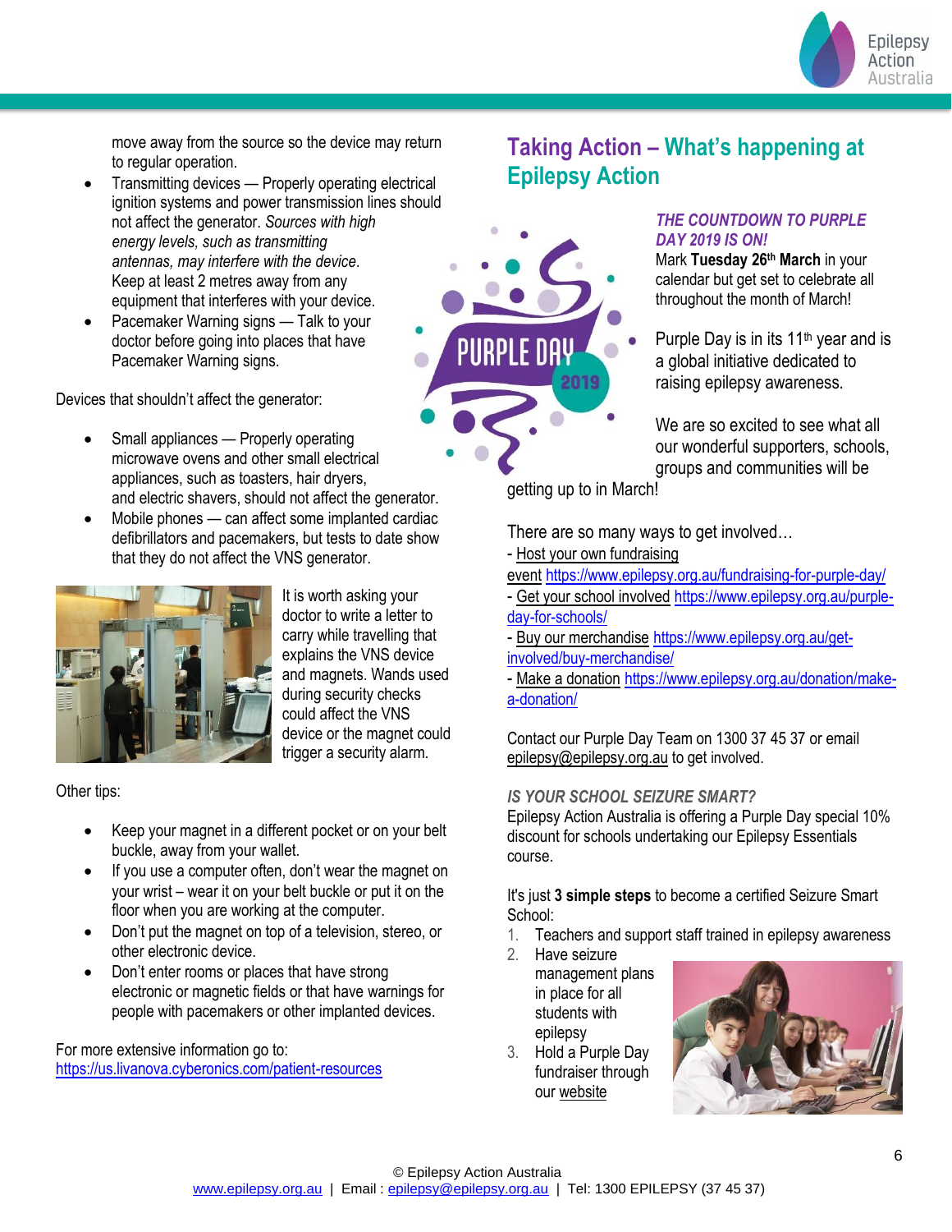move away from the source so the device may return to regular operation.

- Transmitting devices — Properly operating electrical ignition systems and power transmission lines should not affect the generator. *Sources with high energy levels, such as transmitting antennas, may interfere with the device*. Keep at least 2 metres away from any equipment that interferes with your device.
- Pacemaker Warning signs — Talk to your doctor before going into places that have Pacemaker Warning signs.

Devices that shouldn't affect the generator:

- Small appliances — Properly operating microwave ovens and other small electrical appliances, such as toasters, hair dryers, and electric shavers, should not affect the generator.
- Mobile phones — can affect some implanted cardiac defibrillators and pacemakers, but tests to date show that they do not affect the VNS generator.

It is worth asking your doctor to write a letter to carry while travelling that explains the VNS device and magnets. Wands used during security checks could affect the VNS device or the magnet could trigger a security alarm.

Other tips:

- Keep your magnet in a different pocket or on your belt buckle, away from your wallet.
- If you use a computer often, don't wear the magnet on your wrist – wear it on your belt buckle or put it on the floor when you are working at the computer.
- Don't put the magnet on top of a television, stereo, or other electronic device.
- Don't enter rooms or places that have strong electronic or magnetic fields or that have warnings for people with pacemakers or other implanted devices.

For more extensive information go to:
https://us.livanova.cyberonics.com/patient-resources

## Taking Action – What's happening at Epilepsy Action

***THE COUNTDOWN TO PURPLE DAY 2019 IS ON!***

Mark **Tuesday 26th March** in your calendar but get set to celebrate all throughout the month of March!

Purple Day is in its 11th year and is a global initiative dedicated to raising epilepsy awareness.

We are so excited to see what all our wonderful supporters, schools, groups and communities will be getting up to in March!

There are so many ways to get involved…
- Host your own fundraising event https://www.epilepsy.org.au/fundraising-for-purple-day/
- Get your school involved https://www.epilepsy.org.au/purple-day-for-schools/
- Buy our merchandise https://www.epilepsy.org.au/get-involved/buy-merchandise/
- Make a donation https://www.epilepsy.org.au/donation/make-a-donation/

Contact our Purple Day Team on 1300 37 45 37 or email epilepsy@epilepsy.org.au to get involved.

***IS YOUR SCHOOL SEIZURE SMART?***

Epilepsy Action Australia is offering a Purple Day special 10% discount for schools undertaking our Epilepsy Essentials course.

It's just **3 simple steps** to become a certified Seizure Smart School:

1. Teachers and support staff trained in epilepsy awareness
2. Have seizure management plans in place for all students with epilepsy
3. Hold a Purple Day fundraiser through our website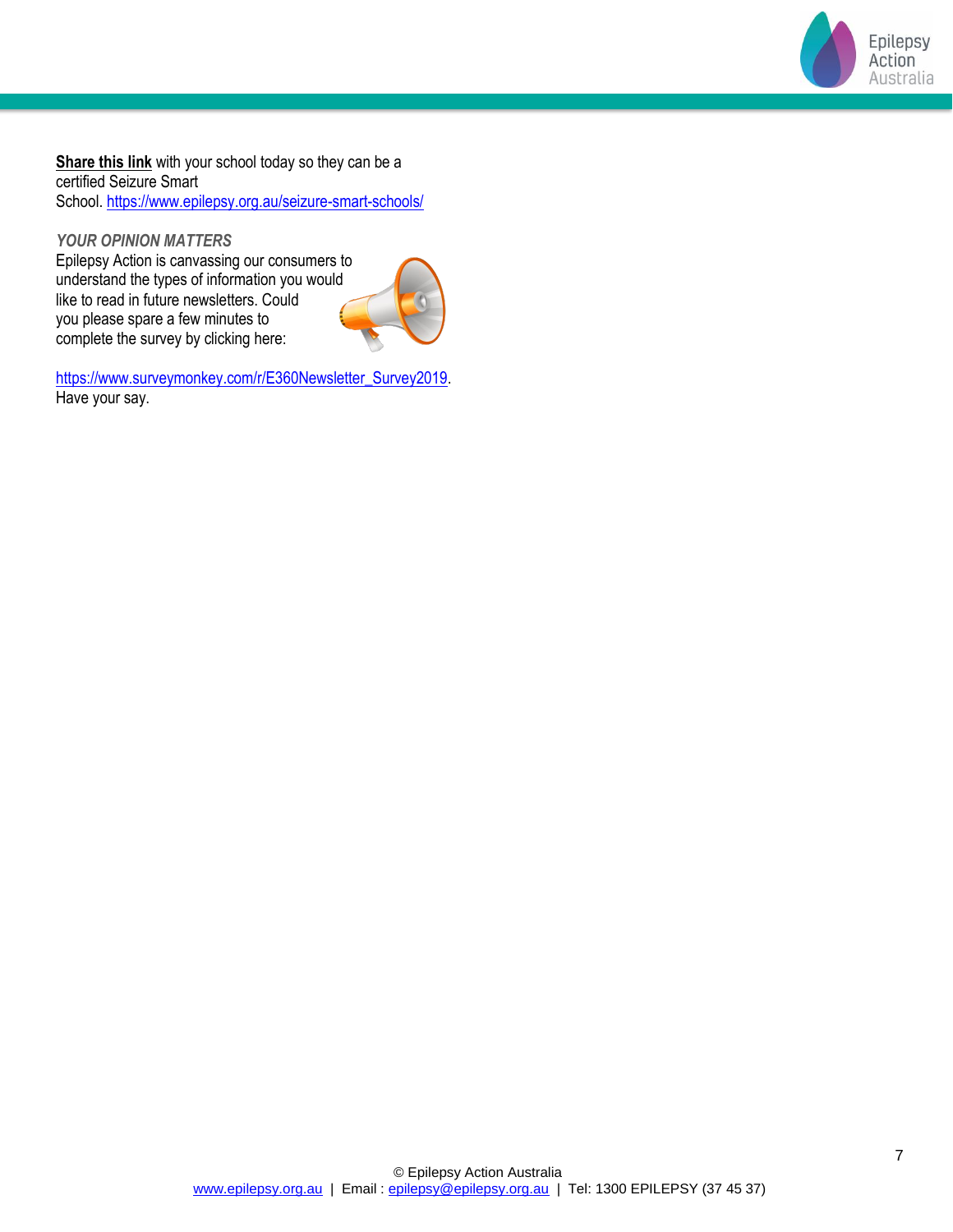**Share this link** with your school today so they can be a certified Seizure Smart School. https://www.epilepsy.org.au/seizure-smart-schools/

*YOUR OPINION MATTERS*

Epilepsy Action is canvassing our consumers to understand the types of information you would like to read in future newsletters. Could you please spare a few minutes to complete the survey by clicking here:

https://www.surveymonkey.com/r/E360Newsletter_Survey2019. Have your say.

© Epilepsy Action Australia
www.epilepsy.org.au | Email : epilepsy@epilepsy.org.au | Tel: 1300 EPILEPSY (37 45 37)